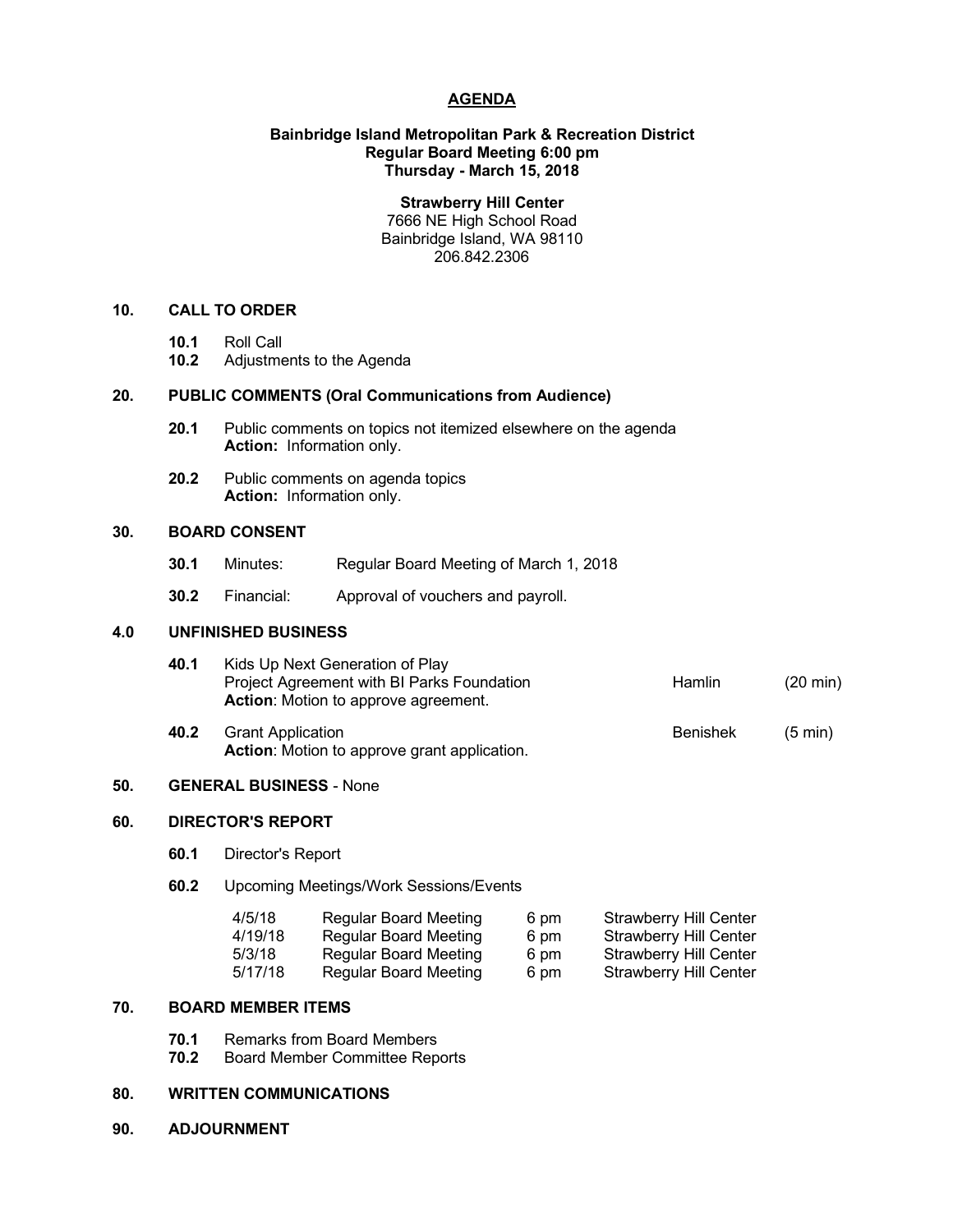# AGENDA

**Bainbridge Island Metropolitan Park & Recreation District**
**Regular Board Meeting 6:00 pm**
**Thursday - March 15, 2018**

**Strawberry Hill Center**
7666 NE High School Road
Bainbridge Island, WA 98110
206.842.2306

## 10. CALL TO ORDER

**10.1** Roll Call
**10.2** Adjustments to the Agenda

## 20. PUBLIC COMMENTS (Oral Communications from Audience)

**20.1** Public comments on topics not itemized elsewhere on the agenda
**Action:** Information only.

**20.2** Public comments on agenda topics
**Action:** Information only.

## 30. BOARD CONSENT

**30.1** Minutes: Regular Board Meeting of March 1, 2018

**30.2** Financial: Approval of vouchers and payroll.

## 4.0 UNFINISHED BUSINESS

**40.1** Kids Up Next Generation of Play
Project Agreement with BI Parks Foundation — Hamlin (20 min)
**Action**: Motion to approve agreement.

**40.2** Grant Application — Benishek (5 min)
**Action**: Motion to approve grant application.

## 50. GENERAL BUSINESS - None

## 60. DIRECTOR'S REPORT

**60.1** Director's Report

**60.2** Upcoming Meetings/Work Sessions/Events

| | | | |
|---|---|---|---|
| 4/5/18 | Regular Board Meeting | 6 pm | Strawberry Hill Center |
| 4/19/18 | Regular Board Meeting | 6 pm | Strawberry Hill Center |
| 5/3/18 | Regular Board Meeting | 6 pm | Strawberry Hill Center |
| 5/17/18 | Regular Board Meeting | 6 pm | Strawberry Hill Center |

## 70. BOARD MEMBER ITEMS

**70.1** Remarks from Board Members
**70.2** Board Member Committee Reports

## 80. WRITTEN COMMUNICATIONS

## 90. ADJOURNMENT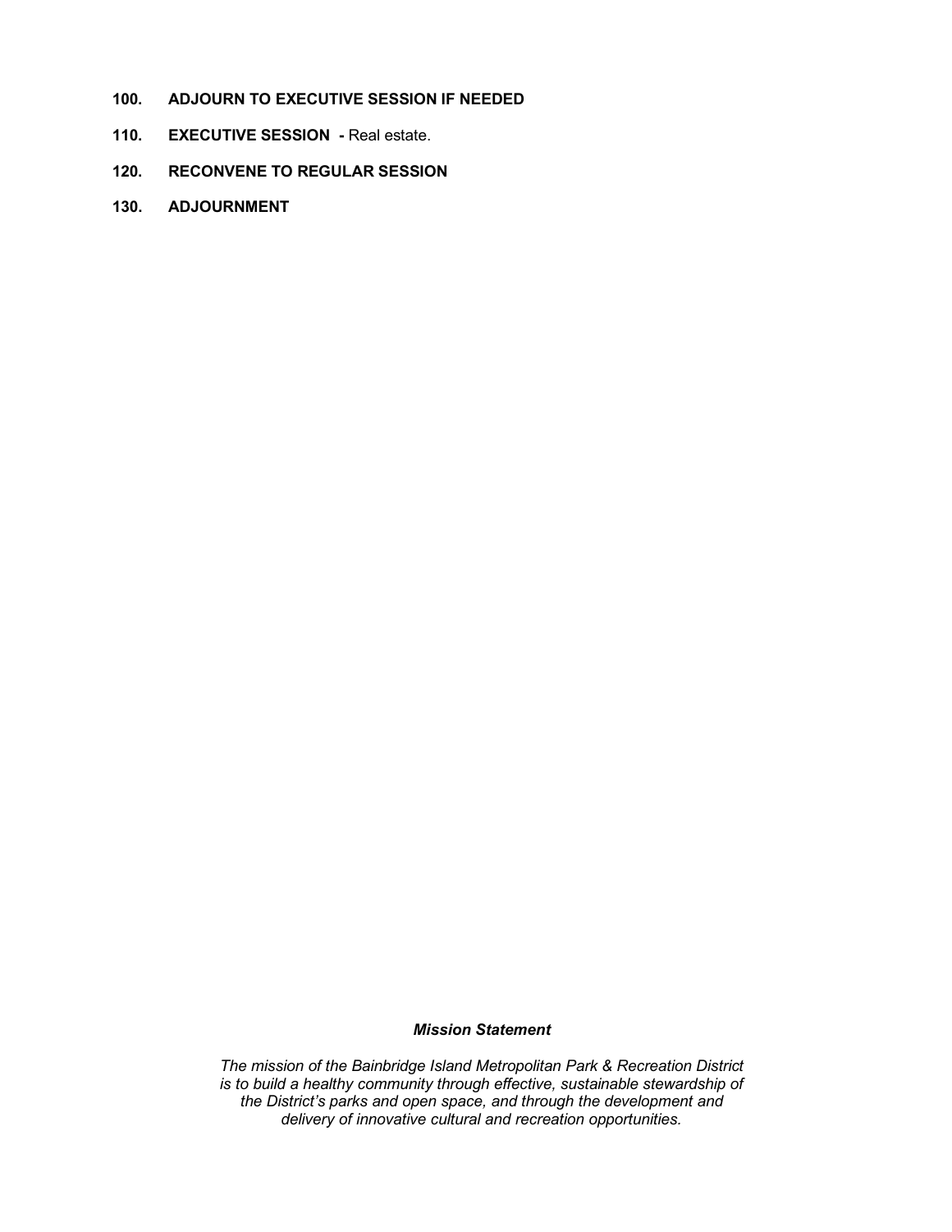**100. ADJOURN TO EXECUTIVE SESSION IF NEEDED**

**110. EXECUTIVE SESSION -** Real estate.

**120. RECONVENE TO REGULAR SESSION**

**130. ADJOURNMENT**

***Mission Statement***

*The mission of the Bainbridge Island Metropolitan Park & Recreation District is to build a healthy community through effective, sustainable stewardship of the District's parks and open space, and through the development and delivery of innovative cultural and recreation opportunities.*